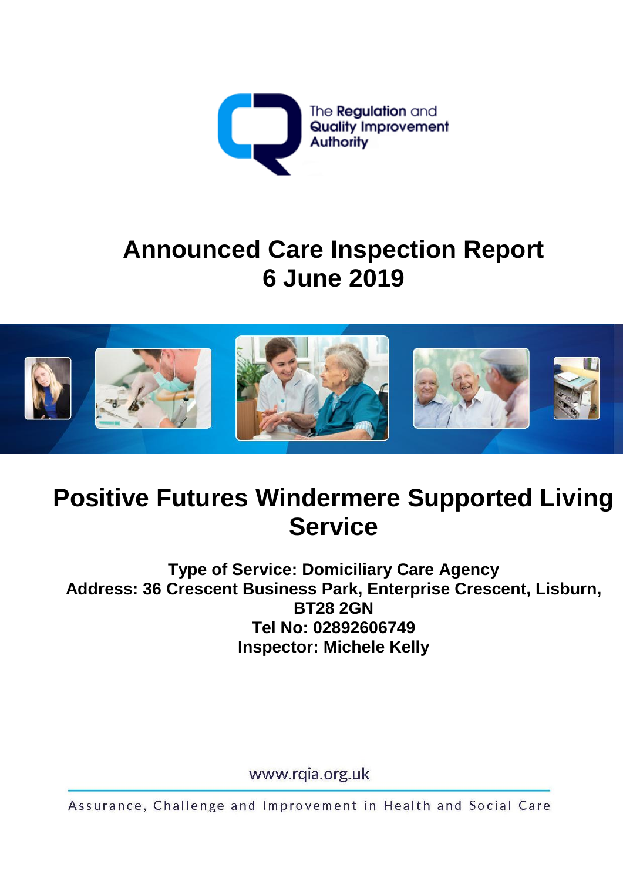The Regulation and Quality Improvement Authority

# Announced Care Inspection Report
# 6 June 2019

# Positive Futures Windermere Supported Living Service

**Type of Service: Domiciliary Care Agency**
**Address: 36 Crescent Business Park, Enterprise Crescent, Lisburn, BT28 2GN**
**Tel No: 02892606749**
**Inspector: Michele Kelly**

www.rqia.org.uk

Assurance, Challenge and Improvement in Health and Social Care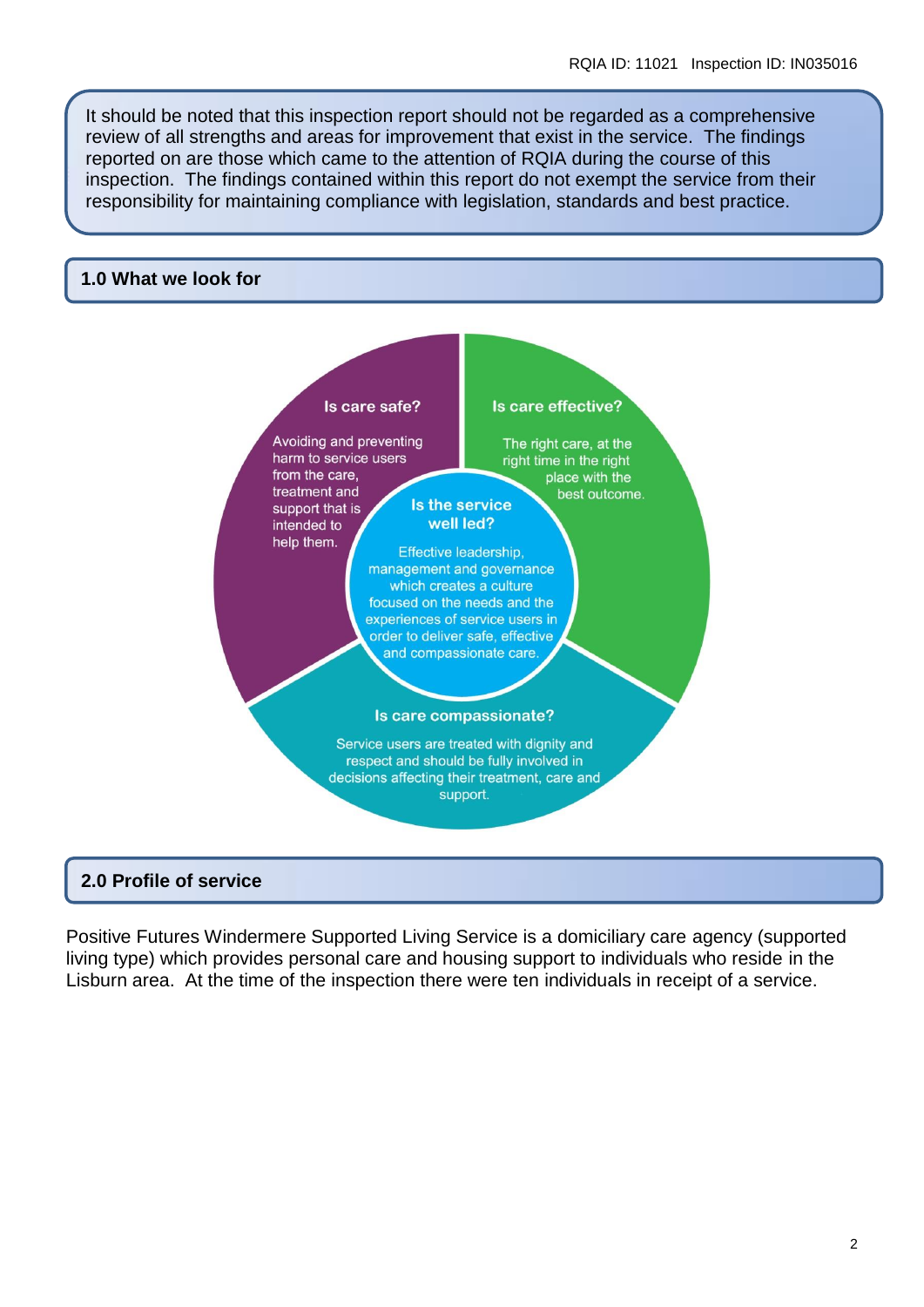It should be noted that this inspection report should not be regarded as a comprehensive review of all strengths and areas for improvement that exist in the service. The findings reported on are those which came to the attention of RQIA during the course of this inspection. The findings contained within this report do not exempt the service from their responsibility for maintaining compliance with legislation, standards and best practice.

## 1.0 What we look for

**Is care safe?**

Avoiding and preventing harm to service users from the care, treatment and support that is intended to help them.

**Is care effective?**

The right care, at the right time in the right place with the best outcome.

**Is the service well led?**

Effective leadership, management and governance which creates a culture focused on the needs and the experiences of service users in order to deliver safe, effective and compassionate care.

**Is care compassionate?**

Service users are treated with dignity and respect and should be fully involved in decisions affecting their treatment, care and support.

## 2.0 Profile of service

Positive Futures Windermere Supported Living Service is a domiciliary care agency (supported living type) which provides personal care and housing support to individuals who reside in the Lisburn area. At the time of the inspection there were ten individuals in receipt of a service.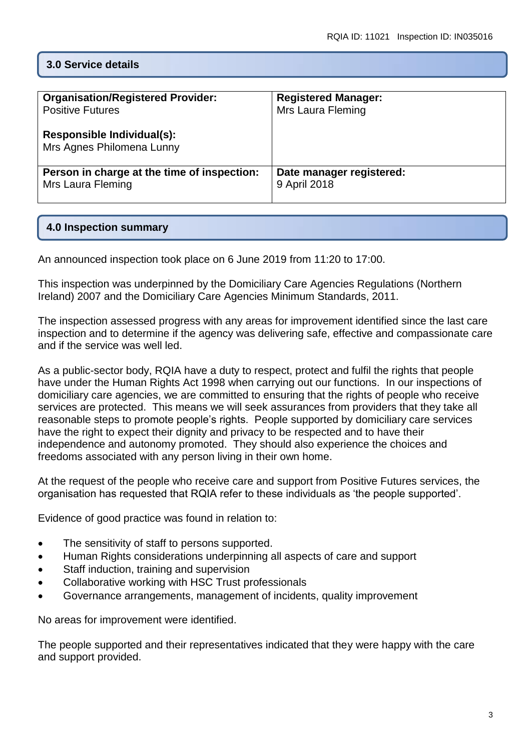## 3.0 Service details

| **Organisation/Registered Provider:**<br>Positive Futures<br><br>**Responsible Individual(s):**<br>Mrs Agnes Philomena Lunny | **Registered Manager:**<br>Mrs Laura Fleming |
| --- | --- |
| **Person in charge at the time of inspection:**<br>Mrs Laura Fleming | **Date manager registered:**<br>9 April 2018 |

## 4.0 Inspection summary

An announced inspection took place on 6 June 2019 from 11:20 to 17:00.

This inspection was underpinned by the Domiciliary Care Agencies Regulations (Northern Ireland) 2007 and the Domiciliary Care Agencies Minimum Standards, 2011.

The inspection assessed progress with any areas for improvement identified since the last care inspection and to determine if the agency was delivering safe, effective and compassionate care and if the service was well led.

As a public-sector body, RQIA have a duty to respect, protect and fulfil the rights that people have under the Human Rights Act 1998 when carrying out our functions. In our inspections of domiciliary care agencies, we are committed to ensuring that the rights of people who receive services are protected. This means we will seek assurances from providers that they take all reasonable steps to promote people's rights. People supported by domiciliary care services have the right to expect their dignity and privacy to be respected and to have their independence and autonomy promoted. They should also experience the choices and freedoms associated with any person living in their own home.

At the request of the people who receive care and support from Positive Futures services, the organisation has requested that RQIA refer to these individuals as 'the people supported'.

Evidence of good practice was found in relation to:

- The sensitivity of staff to persons supported.
- Human Rights considerations underpinning all aspects of care and support
- Staff induction, training and supervision
- Collaborative working with HSC Trust professionals
- Governance arrangements, management of incidents, quality improvement

No areas for improvement were identified.

The people supported and their representatives indicated that they were happy with the care and support provided.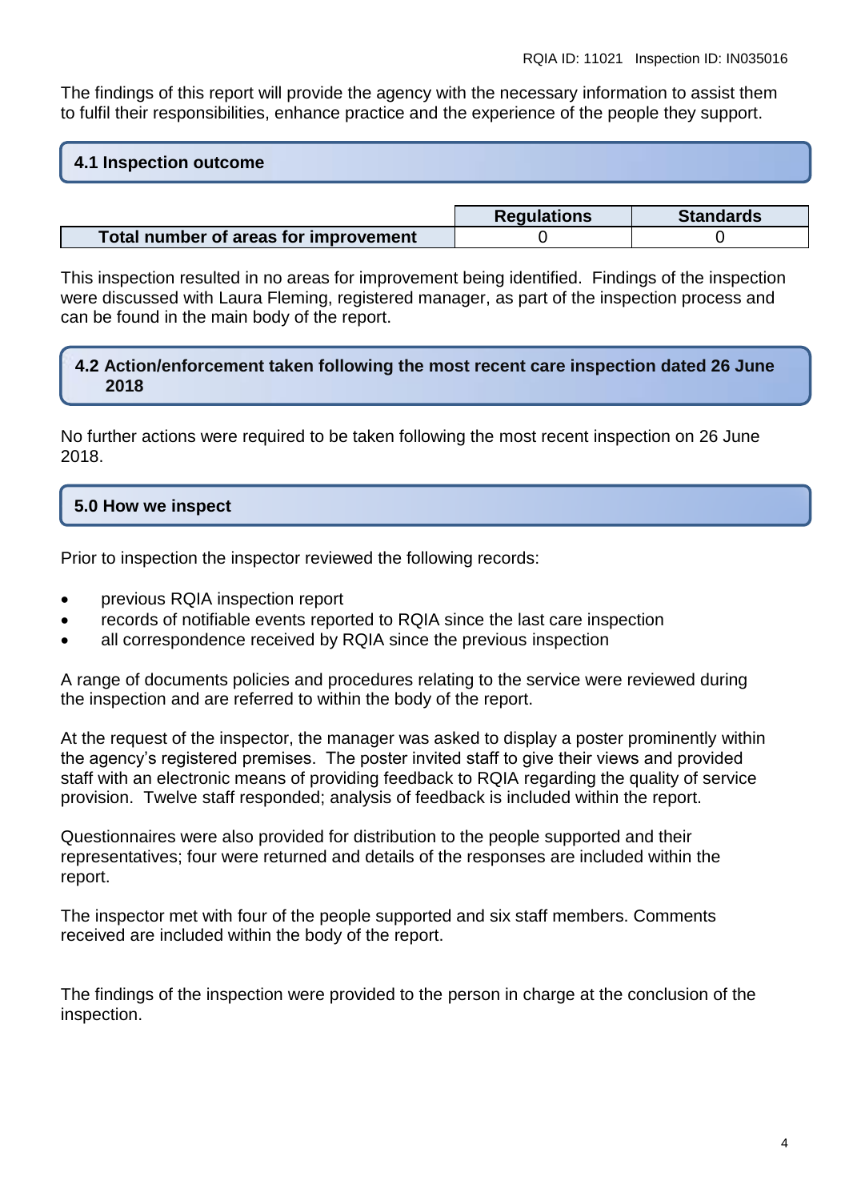The findings of this report will provide the agency with the necessary information to assist them to fulfil their responsibilities, enhance practice and the experience of the people they support.

## 4.1 Inspection outcome

| | Regulations | Standards |
|---|---|---|
| **Total number of areas for improvement** | 0 | 0 |

This inspection resulted in no areas for improvement being identified. Findings of the inspection were discussed with Laura Fleming, registered manager, as part of the inspection process and can be found in the main body of the report.

## 4.2 Action/enforcement taken following the most recent care inspection dated 26 June 2018

No further actions were required to be taken following the most recent inspection on 26 June 2018.

## 5.0 How we inspect

Prior to inspection the inspector reviewed the following records:

- previous RQIA inspection report
- records of notifiable events reported to RQIA since the last care inspection
- all correspondence received by RQIA since the previous inspection

A range of documents policies and procedures relating to the service were reviewed during the inspection and are referred to within the body of the report.

At the request of the inspector, the manager was asked to display a poster prominently within the agency's registered premises. The poster invited staff to give their views and provided staff with an electronic means of providing feedback to RQIA regarding the quality of service provision. Twelve staff responded; analysis of feedback is included within the report.

Questionnaires were also provided for distribution to the people supported and their representatives; four were returned and details of the responses are included within the report.

The inspector met with four of the people supported and six staff members. Comments received are included within the body of the report.

The findings of the inspection were provided to the person in charge at the conclusion of the inspection.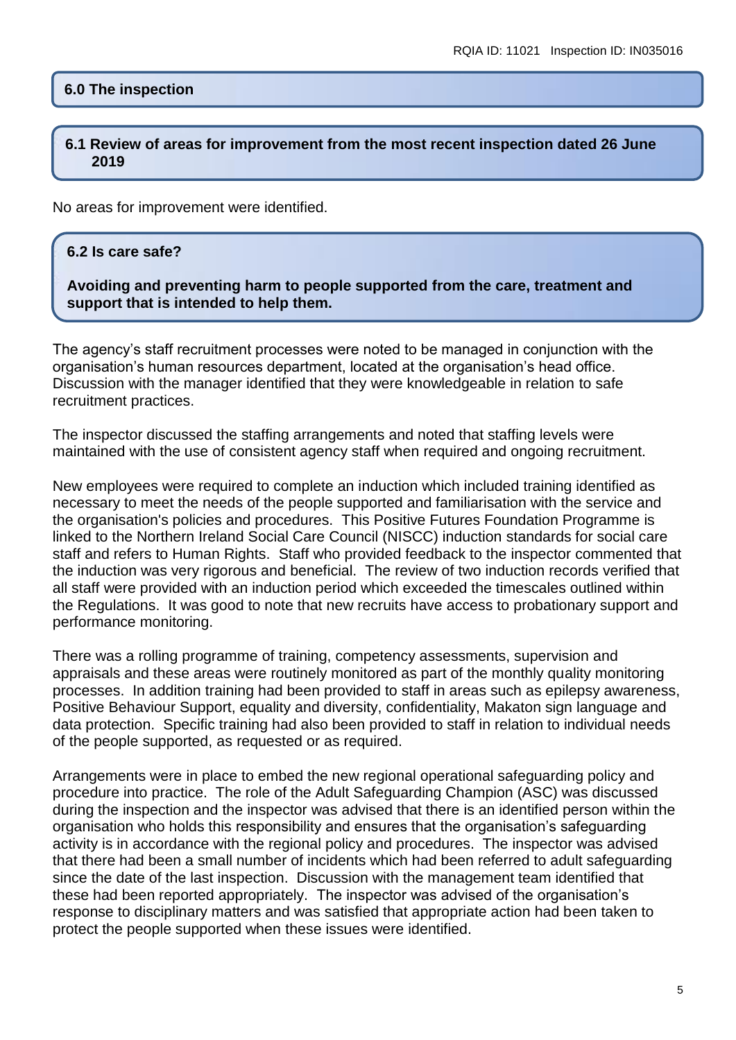## 6.0 The inspection

### 6.1 Review of areas for improvement from the most recent inspection dated 26 June 2019

No areas for improvement were identified.

### 6.2 Is care safe?

**Avoiding and preventing harm to people supported from the care, treatment and support that is intended to help them.**

The agency's staff recruitment processes were noted to be managed in conjunction with the organisation's human resources department, located at the organisation's head office. Discussion with the manager identified that they were knowledgeable in relation to safe recruitment practices.

The inspector discussed the staffing arrangements and noted that staffing levels were maintained with the use of consistent agency staff when required and ongoing recruitment.

New employees were required to complete an induction which included training identified as necessary to meet the needs of the people supported and familiarisation with the service and the organisation's policies and procedures. This Positive Futures Foundation Programme is linked to the Northern Ireland Social Care Council (NISCC) induction standards for social care staff and refers to Human Rights. Staff who provided feedback to the inspector commented that the induction was very rigorous and beneficial. The review of two induction records verified that all staff were provided with an induction period which exceeded the timescales outlined within the Regulations. It was good to note that new recruits have access to probationary support and performance monitoring.

There was a rolling programme of training, competency assessments, supervision and appraisals and these areas were routinely monitored as part of the monthly quality monitoring processes. In addition training had been provided to staff in areas such as epilepsy awareness, Positive Behaviour Support, equality and diversity, confidentiality, Makaton sign language and data protection. Specific training had also been provided to staff in relation to individual needs of the people supported, as requested or as required.

Arrangements were in place to embed the new regional operational safeguarding policy and procedure into practice. The role of the Adult Safeguarding Champion (ASC) was discussed during the inspection and the inspector was advised that there is an identified person within the organisation who holds this responsibility and ensures that the organisation's safeguarding activity is in accordance with the regional policy and procedures. The inspector was advised that there had been a small number of incidents which had been referred to adult safeguarding since the date of the last inspection. Discussion with the management team identified that these had been reported appropriately. The inspector was advised of the organisation's response to disciplinary matters and was satisfied that appropriate action had been taken to protect the people supported when these issues were identified.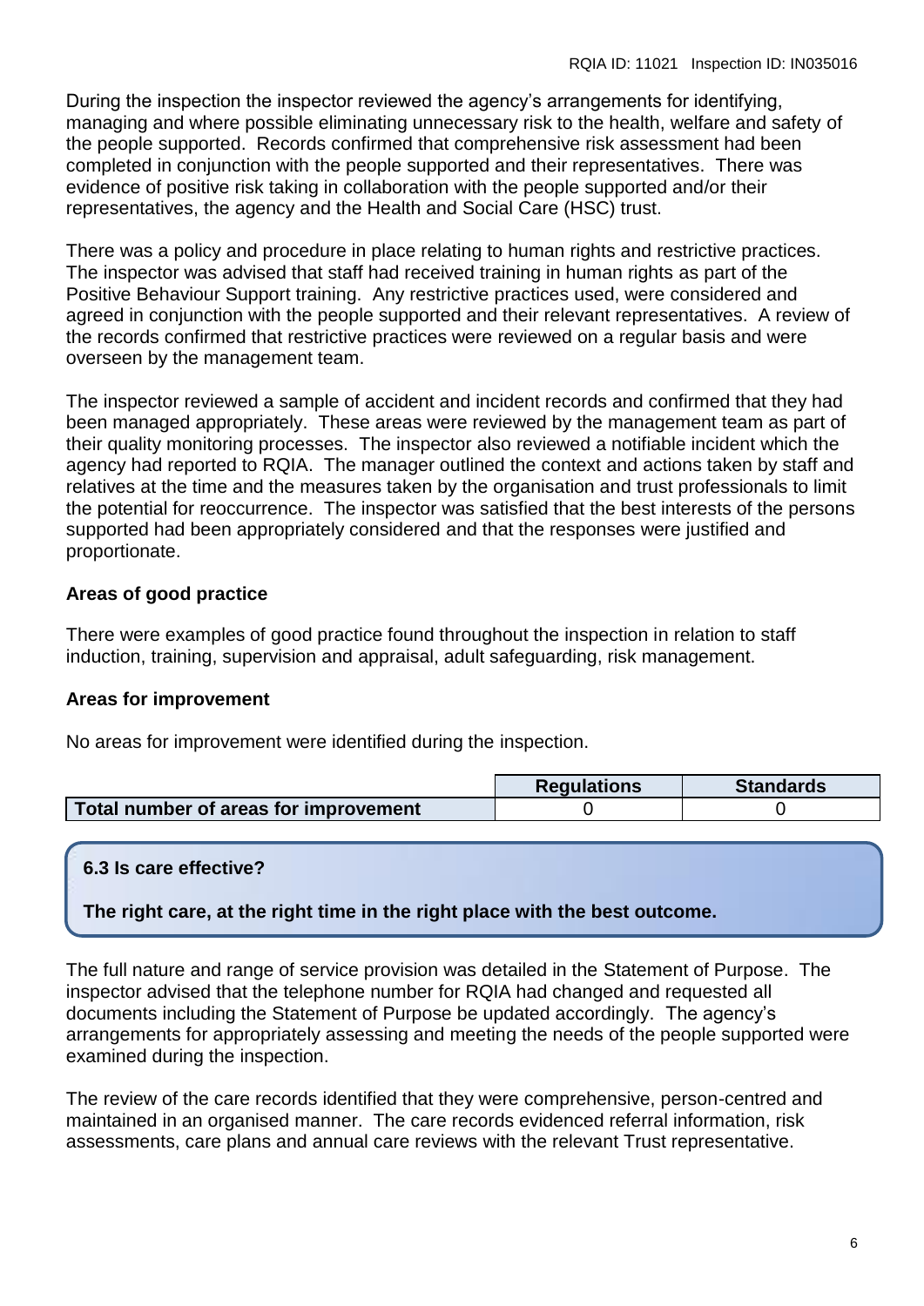During the inspection the inspector reviewed the agency's arrangements for identifying, managing and where possible eliminating unnecessary risk to the health, welfare and safety of the people supported. Records confirmed that comprehensive risk assessment had been completed in conjunction with the people supported and their representatives. There was evidence of positive risk taking in collaboration with the people supported and/or their representatives, the agency and the Health and Social Care (HSC) trust.

There was a policy and procedure in place relating to human rights and restrictive practices. The inspector was advised that staff had received training in human rights as part of the Positive Behaviour Support training. Any restrictive practices used, were considered and agreed in conjunction with the people supported and their relevant representatives. A review of the records confirmed that restrictive practices were reviewed on a regular basis and were overseen by the management team.

The inspector reviewed a sample of accident and incident records and confirmed that they had been managed appropriately. These areas were reviewed by the management team as part of their quality monitoring processes. The inspector also reviewed a notifiable incident which the agency had reported to RQIA. The manager outlined the context and actions taken by staff and relatives at the time and the measures taken by the organisation and trust professionals to limit the potential for reoccurrence. The inspector was satisfied that the best interests of the persons supported had been appropriately considered and that the responses were justified and proportionate.

**Areas of good practice**

There were examples of good practice found throughout the inspection in relation to staff induction, training, supervision and appraisal, adult safeguarding, risk management.

**Areas for improvement**

No areas for improvement were identified during the inspection.

| | Regulations | Standards |
|---|---|---|
| **Total number of areas for improvement** | 0 | 0 |

**6.3 Is care effective?**

**The right care, at the right time in the right place with the best outcome.**

The full nature and range of service provision was detailed in the Statement of Purpose. The inspector advised that the telephone number for RQIA had changed and requested all documents including the Statement of Purpose be updated accordingly. The agency's arrangements for appropriately assessing and meeting the needs of the people supported were examined during the inspection.

The review of the care records identified that they were comprehensive, person-centred and maintained in an organised manner. The care records evidenced referral information, risk assessments, care plans and annual care reviews with the relevant Trust representative.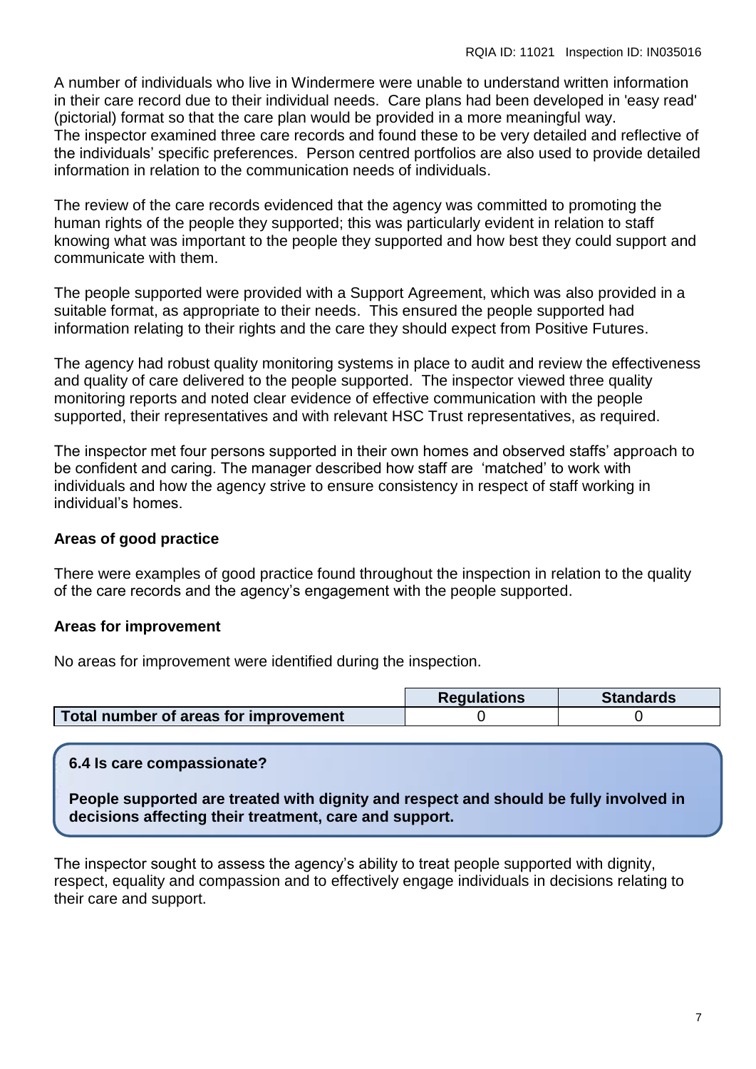A number of individuals who live in Windermere were unable to understand written information in their care record due to their individual needs. Care plans had been developed in 'easy read' (pictorial) format so that the care plan would be provided in a more meaningful way.
The inspector examined three care records and found these to be very detailed and reflective of the individuals' specific preferences. Person centred portfolios are also used to provide detailed information in relation to the communication needs of individuals.

The review of the care records evidenced that the agency was committed to promoting the human rights of the people they supported; this was particularly evident in relation to staff knowing what was important to the people they supported and how best they could support and communicate with them.

The people supported were provided with a Support Agreement, which was also provided in a suitable format, as appropriate to their needs. This ensured the people supported had information relating to their rights and the care they should expect from Positive Futures.

The agency had robust quality monitoring systems in place to audit and review the effectiveness and quality of care delivered to the people supported. The inspector viewed three quality monitoring reports and noted clear evidence of effective communication with the people supported, their representatives and with relevant HSC Trust representatives, as required.

The inspector met four persons supported in their own homes and observed staffs' approach to be confident and caring. The manager described how staff are 'matched' to work with individuals and how the agency strive to ensure consistency in respect of staff working in individual's homes.

**Areas of good practice**

There were examples of good practice found throughout the inspection in relation to the quality of the care records and the agency's engagement with the people supported.

**Areas for improvement**

No areas for improvement were identified during the inspection.

| | Regulations | Standards |
|---|---|---|
| **Total number of areas for improvement** | 0 | 0 |

**6.4 Is care compassionate?**

**People supported are treated with dignity and respect and should be fully involved in decisions affecting their treatment, care and support.**

The inspector sought to assess the agency's ability to treat people supported with dignity, respect, equality and compassion and to effectively engage individuals in decisions relating to their care and support.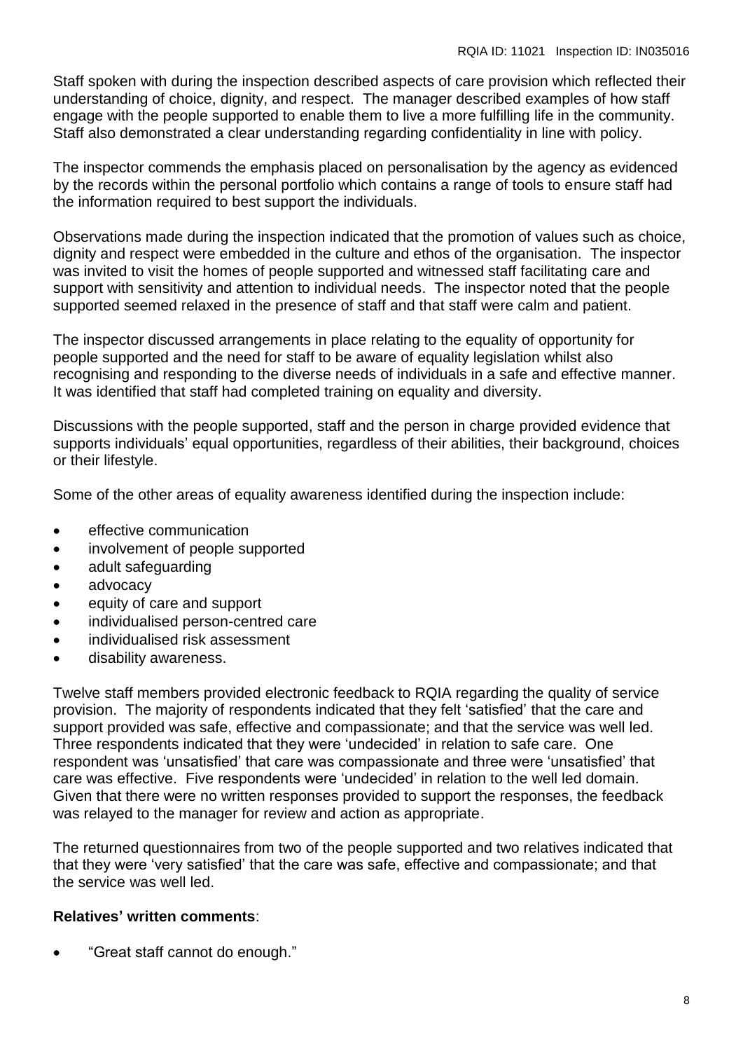Staff spoken with during the inspection described aspects of care provision which reflected their understanding of choice, dignity, and respect. The manager described examples of how staff engage with the people supported to enable them to live a more fulfilling life in the community. Staff also demonstrated a clear understanding regarding confidentiality in line with policy.

The inspector commends the emphasis placed on personalisation by the agency as evidenced by the records within the personal portfolio which contains a range of tools to ensure staff had the information required to best support the individuals.

Observations made during the inspection indicated that the promotion of values such as choice, dignity and respect were embedded in the culture and ethos of the organisation. The inspector was invited to visit the homes of people supported and witnessed staff facilitating care and support with sensitivity and attention to individual needs. The inspector noted that the people supported seemed relaxed in the presence of staff and that staff were calm and patient.

The inspector discussed arrangements in place relating to the equality of opportunity for people supported and the need for staff to be aware of equality legislation whilst also recognising and responding to the diverse needs of individuals in a safe and effective manner. It was identified that staff had completed training on equality and diversity.

Discussions with the people supported, staff and the person in charge provided evidence that supports individuals' equal opportunities, regardless of their abilities, their background, choices or their lifestyle.

Some of the other areas of equality awareness identified during the inspection include:

- effective communication
- involvement of people supported
- adult safeguarding
- advocacy
- equity of care and support
- individualised person-centred care
- individualised risk assessment
- disability awareness.

Twelve staff members provided electronic feedback to RQIA regarding the quality of service provision. The majority of respondents indicated that they felt 'satisfied' that the care and support provided was safe, effective and compassionate; and that the service was well led. Three respondents indicated that they were 'undecided' in relation to safe care. One respondent was 'unsatisfied' that care was compassionate and three were 'unsatisfied' that care was effective. Five respondents were 'undecided' in relation to the well led domain. Given that there were no written responses provided to support the responses, the feedback was relayed to the manager for review and action as appropriate.

The returned questionnaires from two of the people supported and two relatives indicated that that they were 'very satisfied' that the care was safe, effective and compassionate; and that the service was well led.

**Relatives' written comments**:

- "Great staff cannot do enough."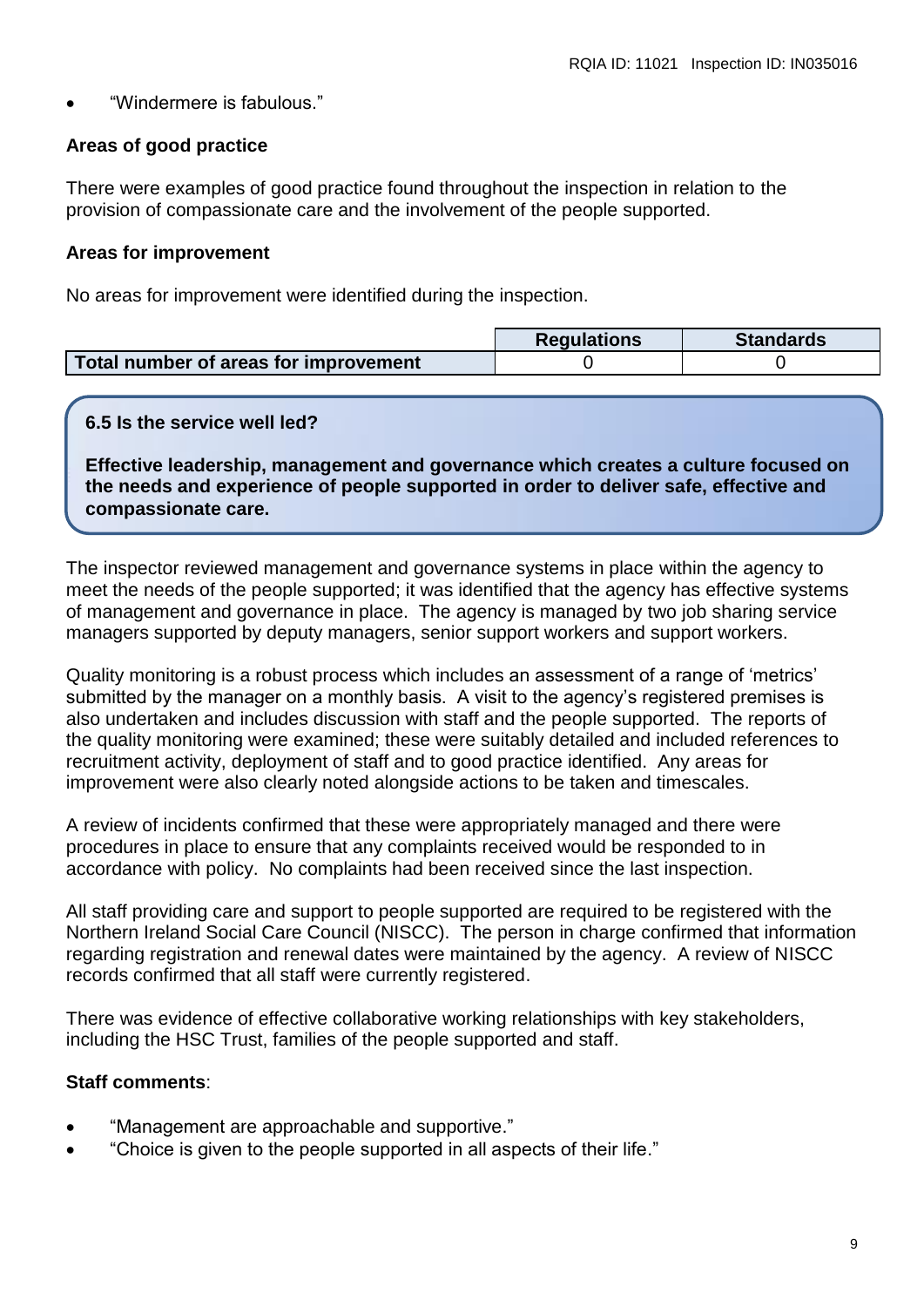- "Windermere is fabulous."

**Areas of good practice**

There were examples of good practice found throughout the inspection in relation to the provision of compassionate care and the involvement of the people supported.

**Areas for improvement**

No areas for improvement were identified during the inspection.

| | Regulations | Standards |
|---|---|---|
| **Total number of areas for improvement** | 0 | 0 |

### 6.5 Is the service well led?

**Effective leadership, management and governance which creates a culture focused on the needs and experience of people supported in order to deliver safe, effective and compassionate care.**

The inspector reviewed management and governance systems in place within the agency to meet the needs of the people supported; it was identified that the agency has effective systems of management and governance in place. The agency is managed by two job sharing service managers supported by deputy managers, senior support workers and support workers.

Quality monitoring is a robust process which includes an assessment of a range of 'metrics' submitted by the manager on a monthly basis. A visit to the agency's registered premises is also undertaken and includes discussion with staff and the people supported. The reports of the quality monitoring were examined; these were suitably detailed and included references to recruitment activity, deployment of staff and to good practice identified. Any areas for improvement were also clearly noted alongside actions to be taken and timescales.

A review of incidents confirmed that these were appropriately managed and there were procedures in place to ensure that any complaints received would be responded to in accordance with policy. No complaints had been received since the last inspection.

All staff providing care and support to people supported are required to be registered with the Northern Ireland Social Care Council (NISCC). The person in charge confirmed that information regarding registration and renewal dates were maintained by the agency. A review of NISCC records confirmed that all staff were currently registered.

There was evidence of effective collaborative working relationships with key stakeholders, including the HSC Trust, families of the people supported and staff.

**Staff comments**:

- "Management are approachable and supportive."
- "Choice is given to the people supported in all aspects of their life."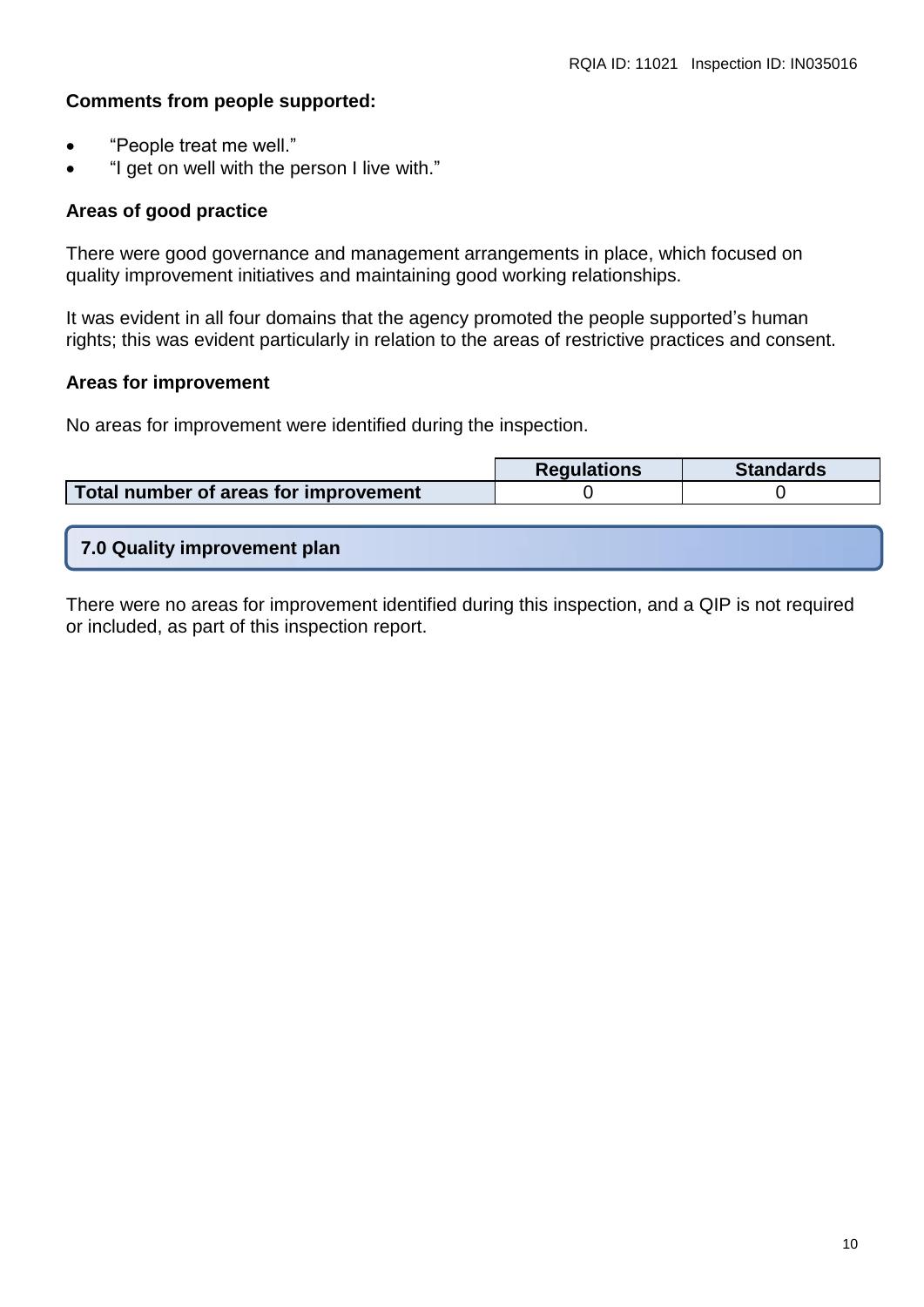**Comments from people supported:**

- "People treat me well."
- "I get on well with the person I live with."

**Areas of good practice**

There were good governance and management arrangements in place, which focused on quality improvement initiatives and maintaining good working relationships.

It was evident in all four domains that the agency promoted the people supported's human rights; this was evident particularly in relation to the areas of restrictive practices and consent.

**Areas for improvement**

No areas for improvement were identified during the inspection.

| | Regulations | Standards |
|---|---|---|
| **Total number of areas for improvement** | 0 | 0 |

## 7.0 Quality improvement plan

There were no areas for improvement identified during this inspection, and a QIP is not required or included, as part of this inspection report.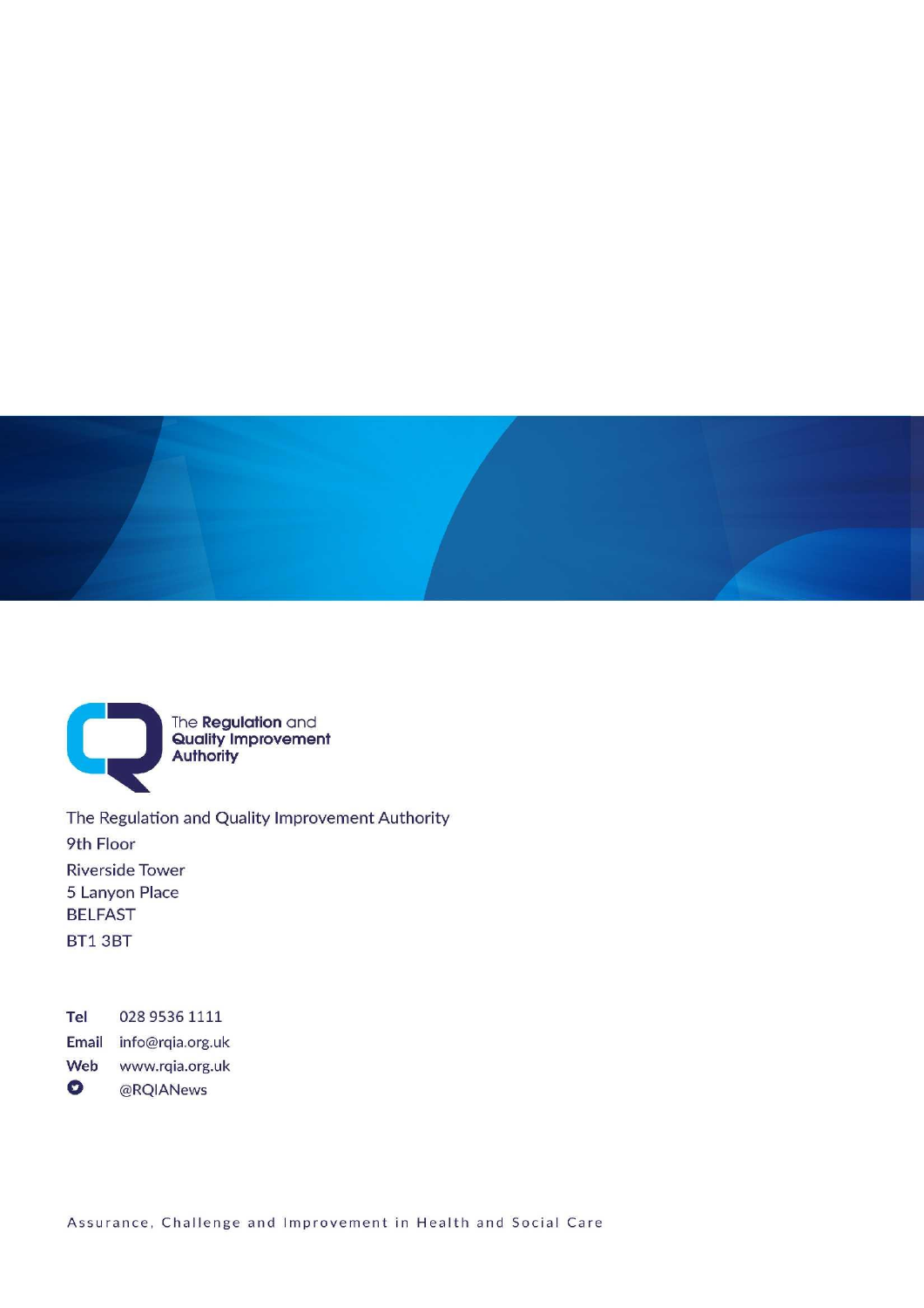The Regulation and Quality Improvement Authority

The Regulation and Quality Improvement Authority
9th Floor
Riverside Tower
5 Lanyon Place
BELFAST
BT1 3BT

| | |
|---|---|
| **Tel** | 028 9536 1111 |
| **Email** | info@rqia.org.uk |
| **Web** | www.rqia.org.uk |
| | @RQIANews |

Assurance, Challenge and Improvement in Health and Social Care